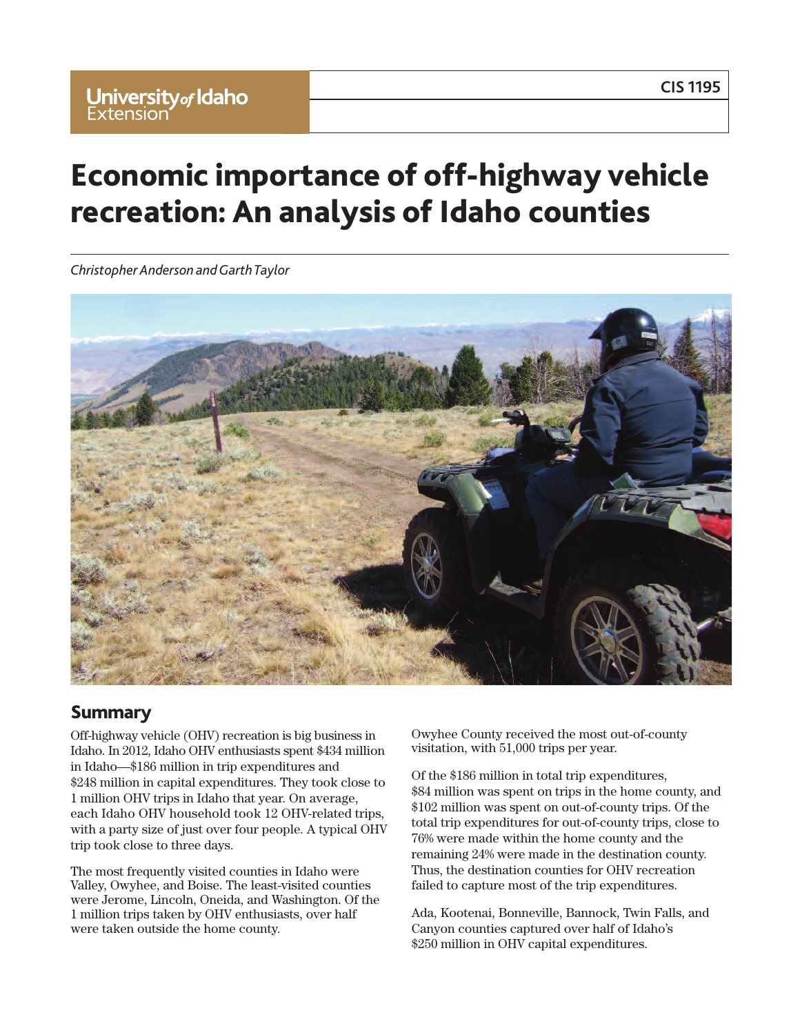University of Idaho Extension

CIS 1195

# Economic importance of off-highway vehicle recreation: An analysis of Idaho counties

*Christopher Anderson and Garth Taylor*

## Summary

Off-highway vehicle (OHV) recreation is big business in Idaho. In 2012, Idaho OHV enthusiasts spent $434 million in Idaho—$186 million in trip expenditures and $248 million in capital expenditures. They took close to 1 million OHV trips in Idaho that year. On average, each Idaho OHV household took 12 OHV-related trips, with a party size of just over four people. A typical OHV trip took close to three days.

The most frequently visited counties in Idaho were Valley, Owyhee, and Boise. The least-visited counties were Jerome, Lincoln, Oneida, and Washington. Of the 1 million trips taken by OHV enthusiasts, over half were taken outside the home county.

Owyhee County received the most out-of-county visitation, with 51,000 trips per year.

Of the $186 million in total trip expenditures, $84 million was spent on trips in the home county, and $102 million was spent on out-of-county trips. Of the total trip expenditures for out-of-county trips, close to 76% were made within the home county and the remaining 24% were made in the destination county. Thus, the destination counties for OHV recreation failed to capture most of the trip expenditures.

Ada, Kootenai, Bonneville, Bannock, Twin Falls, and Canyon counties captured over half of Idaho's $250 million in OHV capital expenditures.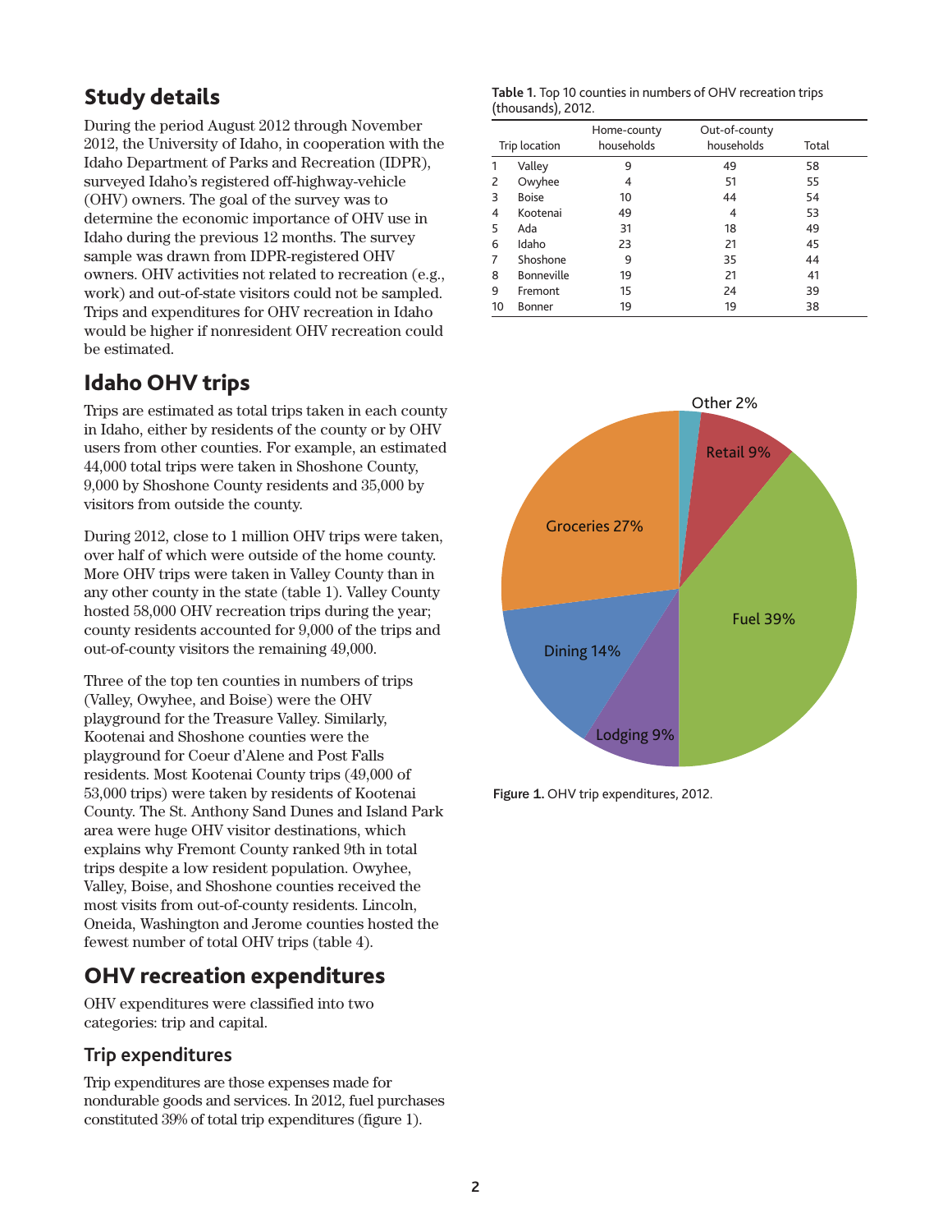## Study details

During the period August 2012 through November 2012, the University of Idaho, in cooperation with the Idaho Department of Parks and Recreation (IDPR), surveyed Idaho's registered off-highway-vehicle (OHV) owners. The goal of the survey was to determine the economic importance of OHV use in Idaho during the previous 12 months. The survey sample was drawn from IDPR-registered OHV owners. OHV activities not related to recreation (e.g., work) and out-of-state visitors could not be sampled. Trips and expenditures for OHV recreation in Idaho would be higher if nonresident OHV recreation could be estimated.

## Idaho OHV trips

Trips are estimated as total trips taken in each county in Idaho, either by residents of the county or by OHV users from other counties. For example, an estimated 44,000 total trips were taken in Shoshone County, 9,000 by Shoshone County residents and 35,000 by visitors from outside the county.

During 2012, close to 1 million OHV trips were taken, over half of which were outside of the home county. More OHV trips were taken in Valley County than in any other county in the state (table 1). Valley County hosted 58,000 OHV recreation trips during the year; county residents accounted for 9,000 of the trips and out-of-county visitors the remaining 49,000.

Three of the top ten counties in numbers of trips (Valley, Owyhee, and Boise) were the OHV playground for the Treasure Valley. Similarly, Kootenai and Shoshone counties were the playground for Coeur d'Alene and Post Falls residents. Most Kootenai County trips (49,000 of 53,000 trips) were taken by residents of Kootenai County. The St. Anthony Sand Dunes and Island Park area were huge OHV visitor destinations, which explains why Fremont County ranked 9th in total trips despite a low resident population. Owyhee, Valley, Boise, and Shoshone counties received the most visits from out-of-county residents. Lincoln, Oneida, Washington and Jerome counties hosted the fewest number of total OHV trips (table 4).

**Table 1.** Top 10 counties in numbers of OHV recreation trips (thousands), 2012.

| | Trip location | Home-county households | Out-of-county households | Total |
|---|---|---|---|---|
| 1 | Valley | 9 | 49 | 58 |
| 2 | Owyhee | 4 | 51 | 55 |
| 3 | Boise | 10 | 44 | 54 |
| 4 | Kootenai | 49 | 4 | 53 |
| 5 | Ada | 31 | 18 | 49 |
| 6 | Idaho | 23 | 21 | 45 |
| 7 | Shoshone | 9 | 35 | 44 |
| 8 | Bonneville | 19 | 21 | 41 |
| 9 | Fremont | 15 | 24 | 39 |
| 10 | Bonner | 19 | 19 | 38 |

| Category | Share |
|---|---|
| Fuel | 39% |
| Groceries | 27% |
| Dining | 14% |
| Lodging | 9% |
| Retail | 9% |
| Other | 2% |

**Figure 1.** OHV trip expenditures, 2012.

## OHV recreation expenditures

OHV expenditures were classified into two categories: trip and capital.

### Trip expenditures

Trip expenditures are those expenses made for nondurable goods and services. In 2012, fuel purchases constituted 39% of total trip expenditures (figure 1).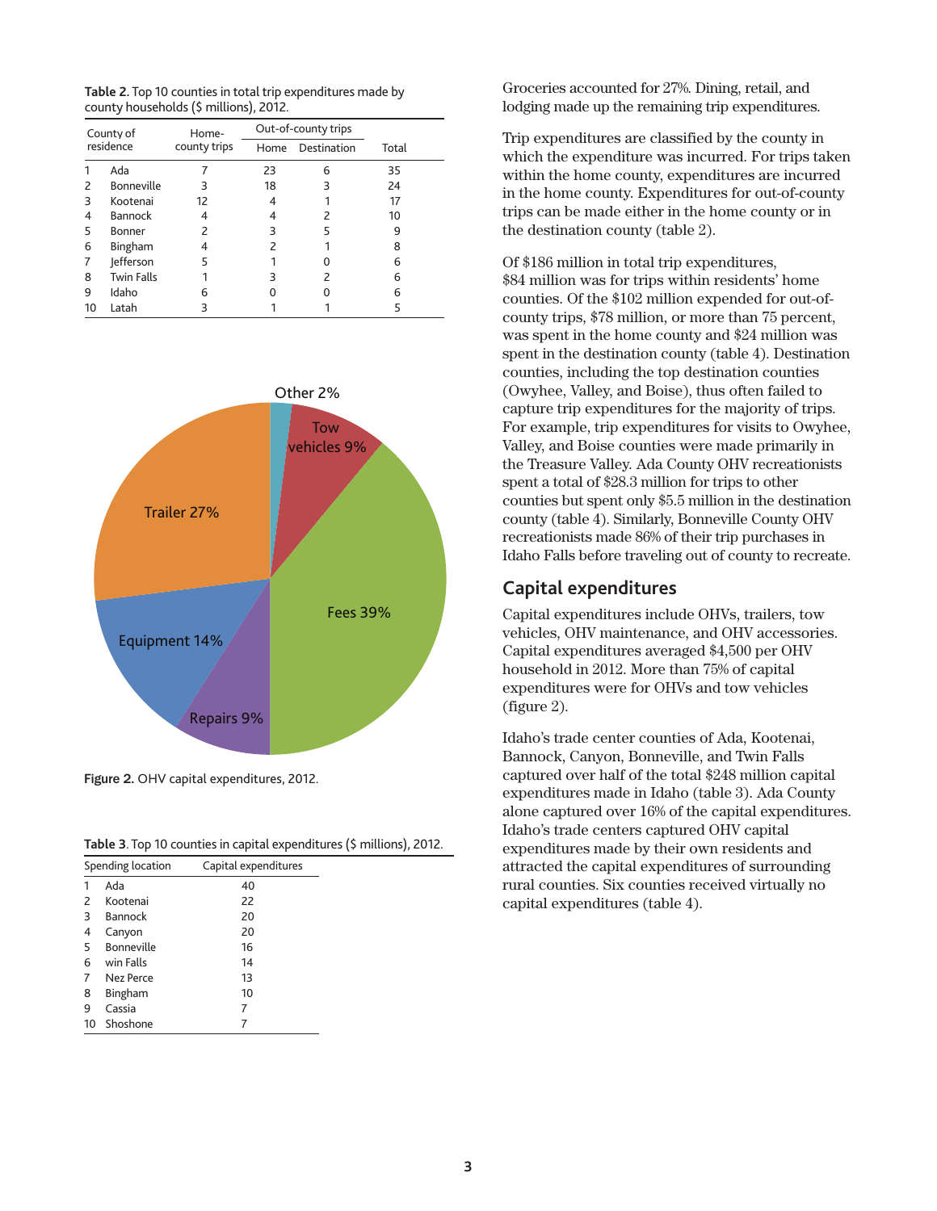**Table 2.** Top 10 counties in total trip expenditures made by county households ($ millions), 2012.

| | County of residence | Home-county trips | Out-of-county trips | | Total |
|---|---|---|---|---|---|
| | | | Home | Destination | |
| 1 | Ada | 7 | 23 | 6 | 35 |
| 2 | Bonneville | 3 | 18 | 3 | 24 |
| 3 | Kootenai | 12 | 4 | 1 | 17 |
| 4 | Bannock | 4 | 4 | 2 | 10 |
| 5 | Bonner | 2 | 3 | 5 | 9 |
| 6 | Bingham | 4 | 2 | 1 | 8 |
| 7 | Jefferson | 5 | 1 | 0 | 6 |
| 8 | Twin Falls | 1 | 3 | 2 | 6 |
| 9 | Idaho | 6 | 0 | 0 | 6 |
| 10 | Latah | 3 | 1 | 1 | 5 |

Other 2%

Tow vehicles 9%

Trailer 27%

Fees 39%

Equipment 14%

Repairs 9%

**Figure 2.** OHV capital expenditures, 2012.

**Table 3**. Top 10 counties in capital expenditures ($ millions), 2012.

| | Spending location | Capital expenditures |
|---|---|---|
| 1 | Ada | 40 |
| 2 | Kootenai | 22 |
| 3 | Bannock | 20 |
| 4 | Canyon | 20 |
| 5 | Bonneville | 16 |
| 6 | win Falls | 14 |
| 7 | Nez Perce | 13 |
| 8 | Bingham | 10 |
| 9 | Cassia | 7 |
| 10 | Shoshone | 7 |

Groceries accounted for 27%. Dining, retail, and lodging made up the remaining trip expenditures.

Trip expenditures are classified by the county in which the expenditure was incurred. For trips taken within the home county, expenditures are incurred in the home county. Expenditures for out-of-county trips can be made either in the home county or in the destination county (table 2).

Of $186 million in total trip expenditures, $84 million was for trips within residents' home counties. Of the $102 million expended for out-of-county trips, $78 million, or more than 75 percent, was spent in the home county and $24 million was spent in the destination county (table 4). Destination counties, including the top destination counties (Owyhee, Valley, and Boise), thus often failed to capture trip expenditures for the majority of trips. For example, trip expenditures for visits to Owyhee, Valley, and Boise counties were made primarily in the Treasure Valley. Ada County OHV recreationists spent a total of $28.3 million for trips to other counties but spent only $5.5 million in the destination county (table 4). Similarly, Bonneville County OHV recreationists made 86% of their trip purchases in Idaho Falls before traveling out of county to recreate.

## Capital expenditures

Capital expenditures include OHVs, trailers, tow vehicles, OHV maintenance, and OHV accessories. Capital expenditures averaged $4,500 per OHV household in 2012. More than 75% of capital expenditures were for OHVs and tow vehicles (figure 2).

Idaho's trade center counties of Ada, Kootenai, Bannock, Canyon, Bonneville, and Twin Falls captured over half of the total $248 million capital expenditures made in Idaho (table 3). Ada County alone captured over 16% of the capital expenditures. Idaho's trade centers captured OHV capital expenditures made by their own residents and attracted the capital expenditures of surrounding rural counties. Six counties received virtually no capital expenditures (table 4).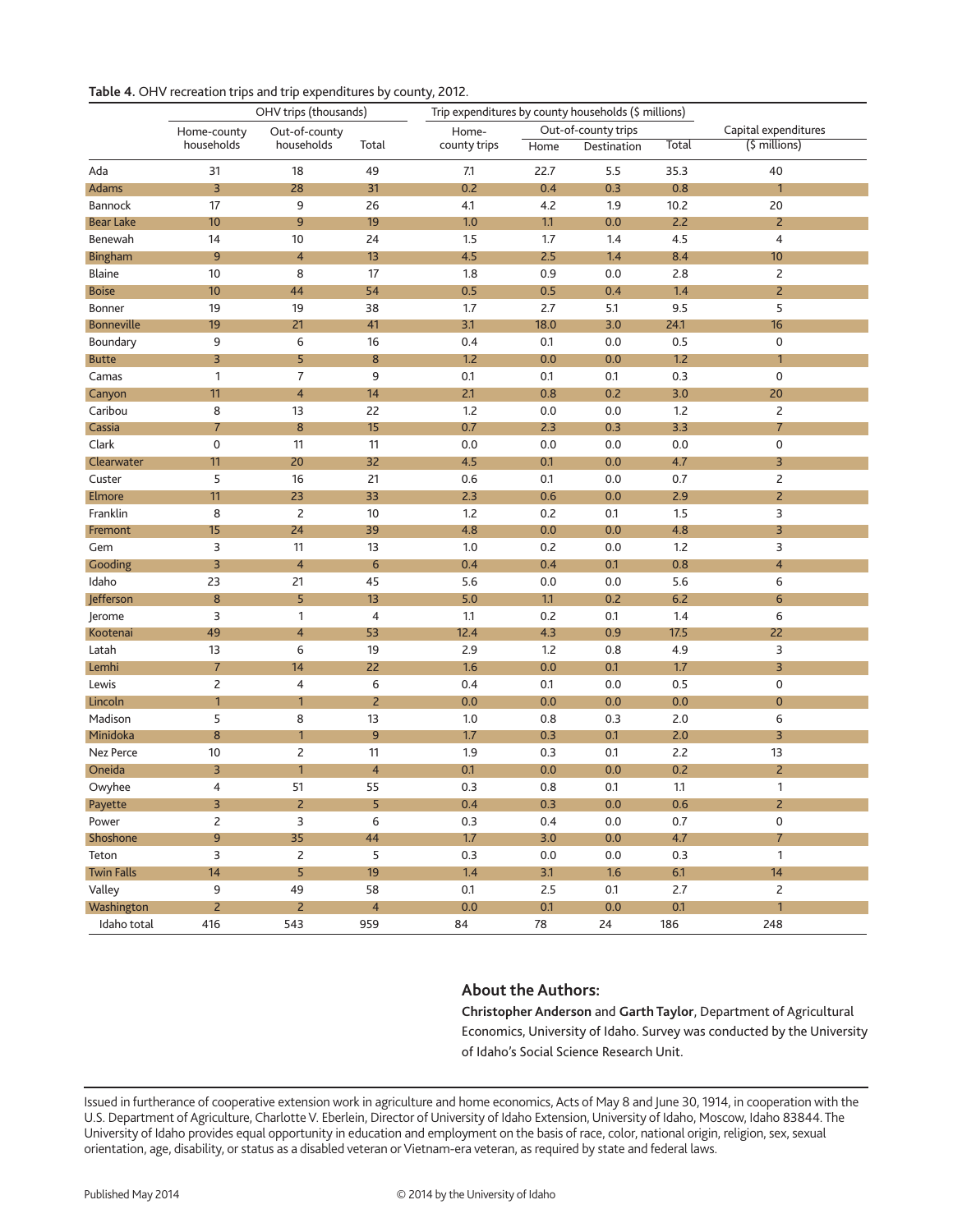**Table 4.** OHV recreation trips and trip expenditures by county, 2012.

| | OHV trips (thousands) | | | Trip expenditures by county households ($ millions) | | | | |
|---|---|---|---|---|---|---|---|---|
| | Home-county households | Out-of-county households | Total | Home-county trips | Out-of-county trips | | | Capital expenditures ($ millions) |
| | | | | | Home | Destination | Total | |
| Ada | 31 | 18 | 49 | 7.1 | 22.7 | 5.5 | 35.3 | 40 |
| Adams | 3 | 28 | 31 | 0.2 | 0.4 | 0.3 | 0.8 | 1 |
| Bannock | 17 | 9 | 26 | 4.1 | 4.2 | 1.9 | 10.2 | 20 |
| Bear Lake | 10 | 9 | 19 | 1.0 | 1.1 | 0.0 | 2.2 | 2 |
| Benewah | 14 | 10 | 24 | 1.5 | 1.7 | 1.4 | 4.5 | 4 |
| Bingham | 9 | 4 | 13 | 4.5 | 2.5 | 1.4 | 8.4 | 10 |
| Blaine | 10 | 8 | 17 | 1.8 | 0.9 | 0.0 | 2.8 | 2 |
| Boise | 10 | 44 | 54 | 0.5 | 0.5 | 0.4 | 1.4 | 2 |
| Bonner | 19 | 19 | 38 | 1.7 | 2.7 | 5.1 | 9.5 | 5 |
| Bonneville | 19 | 21 | 41 | 3.1 | 18.0 | 3.0 | 24.1 | 16 |
| Boundary | 9 | 6 | 16 | 0.4 | 0.1 | 0.0 | 0.5 | 0 |
| Butte | 3 | 5 | 8 | 1.2 | 0.0 | 0.0 | 1.2 | 1 |
| Camas | 1 | 7 | 9 | 0.1 | 0.1 | 0.1 | 0.3 | 0 |
| Canyon | 11 | 4 | 14 | 2.1 | 0.8 | 0.2 | 3.0 | 20 |
| Caribou | 8 | 13 | 22 | 1.2 | 0.0 | 0.0 | 1.2 | 2 |
| Cassia | 7 | 8 | 15 | 0.7 | 2.3 | 0.3 | 3.3 | 7 |
| Clark | 0 | 11 | 11 | 0.0 | 0.0 | 0.0 | 0.0 | 0 |
| Clearwater | 11 | 20 | 32 | 4.5 | 0.1 | 0.0 | 4.7 | 3 |
| Custer | 5 | 16 | 21 | 0.6 | 0.1 | 0.0 | 0.7 | 2 |
| Elmore | 11 | 23 | 33 | 2.3 | 0.6 | 0.0 | 2.9 | 2 |
| Franklin | 8 | 2 | 10 | 1.2 | 0.2 | 0.1 | 1.5 | 3 |
| Fremont | 15 | 24 | 39 | 4.8 | 0.0 | 0.0 | 4.8 | 3 |
| Gem | 3 | 11 | 13 | 1.0 | 0.2 | 0.0 | 1.2 | 3 |
| Gooding | 3 | 4 | 6 | 0.4 | 0.4 | 0.1 | 0.8 | 4 |
| Idaho | 23 | 21 | 45 | 5.6 | 0.0 | 0.0 | 5.6 | 6 |
| Jefferson | 8 | 5 | 13 | 5.0 | 1.1 | 0.2 | 6.2 | 6 |
| Jerome | 3 | 1 | 4 | 1.1 | 0.2 | 0.1 | 1.4 | 6 |
| Kootenai | 49 | 4 | 53 | 12.4 | 4.3 | 0.9 | 17.5 | 22 |
| Latah | 13 | 6 | 19 | 2.9 | 1.2 | 0.8 | 4.9 | 3 |
| Lemhi | 7 | 14 | 22 | 1.6 | 0.0 | 0.1 | 1.7 | 3 |
| Lewis | 2 | 4 | 6 | 0.4 | 0.1 | 0.0 | 0.5 | 0 |
| Lincoln | 1 | 1 | 2 | 0.0 | 0.0 | 0.0 | 0.0 | 0 |
| Madison | 5 | 8 | 13 | 1.0 | 0.8 | 0.3 | 2.0 | 6 |
| Minidoka | 8 | 1 | 9 | 1.7 | 0.3 | 0.1 | 2.0 | 3 |
| Nez Perce | 10 | 2 | 11 | 1.9 | 0.3 | 0.1 | 2.2 | 13 |
| Oneida | 3 | 1 | 4 | 0.1 | 0.0 | 0.0 | 0.2 | 2 |
| Owyhee | 4 | 51 | 55 | 0.3 | 0.8 | 0.1 | 1.1 | 1 |
| Payette | 3 | 2 | 5 | 0.4 | 0.3 | 0.0 | 0.6 | 2 |
| Power | 2 | 3 | 6 | 0.3 | 0.4 | 0.0 | 0.7 | 0 |
| Shoshone | 9 | 35 | 44 | 1.7 | 3.0 | 0.0 | 4.7 | 7 |
| Teton | 3 | 2 | 5 | 0.3 | 0.0 | 0.0 | 0.3 | 1 |
| Twin Falls | 14 | 5 | 19 | 1.4 | 3.1 | 1.6 | 6.1 | 14 |
| Valley | 9 | 49 | 58 | 0.1 | 2.5 | 0.1 | 2.7 | 2 |
| Washington | 2 | 2 | 4 | 0.0 | 0.1 | 0.0 | 0.1 | 1 |
| Idaho total | 416 | 543 | 959 | 84 | 78 | 24 | 186 | 248 |

## About the Authors:

**Christopher Anderson** and **Garth Taylor**, Department of Agricultural Economics, University of Idaho. Survey was conducted by the University of Idaho's Social Science Research Unit.

Issued in furtherance of cooperative extension work in agriculture and home economics, Acts of May 8 and June 30, 1914, in cooperation with the U.S. Department of Agriculture, Charlotte V. Eberlein, Director of University of Idaho Extension, University of Idaho, Moscow, Idaho 83844. The University of Idaho provides equal opportunity in education and employment on the basis of race, color, national origin, religion, sex, sexual orientation, age, disability, or status as a disabled veteran or Vietnam-era veteran, as required by state and federal laws.

Published May 2014

© 2014 by the University of Idaho